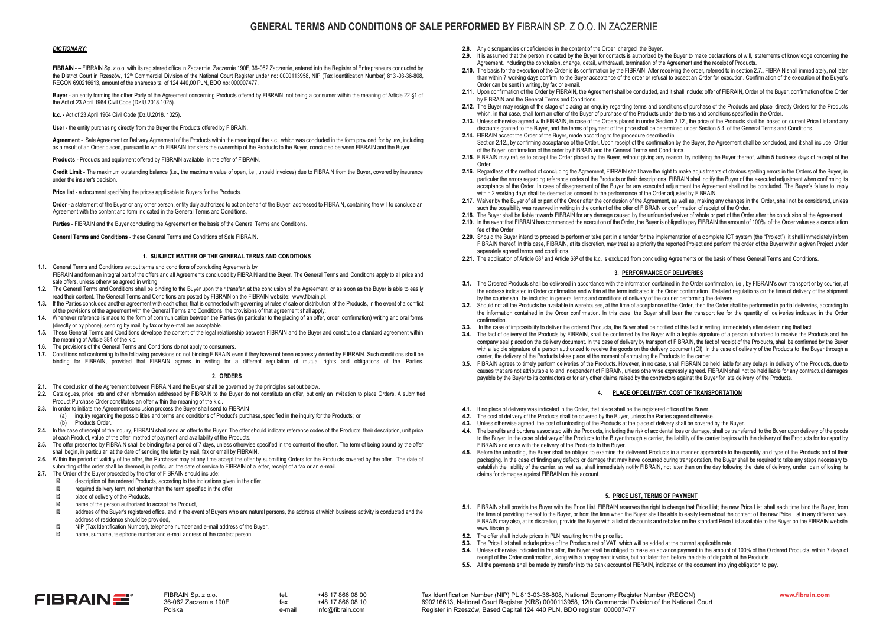# GENERAL TERMS AND CONDITIONS OF SALE PERFORMED BY FIBRAIN SP. Z O.O. IN ZACZERNIE

***DICTIONARY:***

**FIBRAIN - –** FIBRAIN Sp. z o.o. with its registered office in Zaczernie, Zaczernie 190F, 36-062 Zaczernie, entered into the Register of Entrepreneurs conducted by the District Court in Rzeszów, 12th Commercial Division of the National Court Register under no: 0000113958, NIP (Tax Identification Number) 813-03-36-808, REGON 690216613, amount of the sharecapital of 124 440,00 PLN, BDO no: 000007477.

**Buyer** - an entity forming the other Party of the Agreement concerning Products offered by FIBRAIN, not being a consumer within the meaning of Article 22 §1 of the Act of 23 April 1964 Civil Code (Dz.U.2018.1025).

**k.c. -** Act of 23 April 1964 Civil Code (Dz.U.2018. 1025).

**User** - the entity purchasing directly from the Buyer the Products offered by FIBRAIN.

**Agreement** - Sale Agreement or Delivery Agreement of the Products within the meaning of the k.c., which was concluded in the form provided for by law, including as a result of an Order placed, pursuant to which FIBRAIN transfers the ownership of the Products to the Buyer, concluded between FIBRAIN and the Buyer.

**Products** - Products and equipment offered by FIBRAIN available in the offer of FIBRAIN.

**Credit Limit -** The maximum outstanding balance (i.e., the maximum value of open, i.e., unpaid invoices) due to FIBRAIN from the Buyer, covered by insurance under the insurer's decision.

**Price list** - a document specifying the prices applicable to Buyers for the Products.

**Order** - a statement of the Buyer or any other person, entity duly authorized to act on behalf of the Buyer, addressed to FIBRAIN, containing the will to conclude an Agreement with the content and form indicated in the General Terms and Conditions.

**Parties** - FIBRAIN and the Buyer concluding the Agreement on the basis of the General Terms and Conditions.

**General Terms and Conditions** - these General Terms and Conditions of Sale FIBRAIN.

## 1. SUBJECT MATTER OF THE GENERAL TERMS AND CONDITIONS

**1.1.** General Terms and Conditions set out terms and conditions of concluding Agreements by FIBRAIN and form an integral part of the offers and all Agreements concluded by FIBRAIN and the Buyer. The General Terms and Conditions apply to all price and sale offers, unless otherwise agreed in writing.

**1.2.** The General Terms and Conditions shall be binding to the Buyer upon their transfer, at the conclusion of the Agreement, or as soon as the Buyer is able to easily read their content. The General Terms and Conditions are posted by FIBRAIN on the FIBRAIN website: www.fibrain.pl.

**1.3.** If the Parties concluded another agreement with each other, that is connected with governing of rules of sale or distribution of the Products, in the event of a conflict of the provisions of the agreement with the General Terms and Conditions, the provisions of that agreement shall apply.

**1.4.** Whenever reference is made to the form of communication between the Parties (in particular to the placing of an offer, order confirmation) writing and oral forms (directly or by phone), sending by mail, by fax or by e-mail are acceptable.

**1.5.** These General Terms and Conditions develop the content of the legal relationship between FIBRAIN and the Buyer and constitute a standard agreement within the meaning of Article 384 of the k.c.

**1.6.** The provisions of the General Terms and Conditions do not apply to consumers.

**1.7.** Conditions not conforming to the following provisions do not binding FIBRAIN even if they have not been expressly denied by FIBRAIN. Such conditions shall be binding for FIBRAIN, provided that FIBRAIN agrees in writing for a different regulation of mutual rights and obligations of the Parties.

## 2. ORDERS

**2.1.** The conclusion of the Agreement between FIBRAIN and the Buyer shall be governed by the principles set out below.

**2.2.** Catalogues, price lists and other information addressed by FIBRAIN to the Buyer do not constitute an offer, but only an invitation to place Orders. A submitted Product Purchase Order constitutes an offer within the meaning of the k.c..

**2.3.** In order to initiate the Agreement conclusion process the Buyer shall send to FIBRAIN
  (a) inquiry regarding the possibilities and terms and conditions of Product's purchase, specified in the inquiry for the Products; or
  (b) Products Order.

**2.4.** In the case of receipt of the inquiry, FIBRAIN shall send an offer to the Buyer. The offer should indicate reference codes of the Products, their description, unit price of each Product, value of the offer, method of payment and availability of the Products.

**2.5.** The offer presented by FIBRAIN shall be binding for a period of 7 days, unless otherwise specified in the content of the offer. The term of being bound by the offer shall begin, in particular, at the date of sending the letter by mail, fax or email by FIBRAIN.

**2.6.** Within the period of validity of the offer, the Purchaser may at any time accept the offer by submitting Orders for the Products covered by the offer. The date of submitting of the order shall be deemed, in particular, the date of service to FIBRAIN of a letter, receipt of a fax or an e-mail.

**2.7.** The Order of the Buyer preceded by the offer of FIBRAIN should include:
- description of the ordered Products, according to the indications given in the offer,
- required delivery term, not shorter than the term specified in the offer,
- place of delivery of the Products,
- name of the person authorized to accept the Product,
- address of the Buyer's registered office, and in the event of Buyers who are natural persons, the address at which business activity is conducted and the address of residence should be provided,
- NIP (Tax Identification Number), telephone number and e-mail address of the Buyer,
- name, surname, telephone number and e-mail address of the contact person.

**2.8.** Any discrepancies or deficiencies in the content of the Order charged the Buyer.

**2.9.** It is assumed that the person indicated by the Buyer for contacts is authorized by the Buyer to make declarations of will, statements of knowledge concerning the Agreement, including the conclusion, change, detail, withdrawal, termination of the Agreement and the receipt of Products.

**2.10.** The basis for the execution of the Order is its confirmation by the FIBRAIN. After receiving the order, referred to in section 2.7., FIBRAIN shall immediately, not later than within 7 working days confirm to the Buyer acceptance of the order or refusal to accept an Order for execution. Confirmation of the execution of the Buyer's Order can be sent in writing, by fax or e-mail.

**2.11.** Upon confirmation of the Order by FIBRAIN, the Agreement shall be concluded, and it shall include: offer of FIBRAIN, Order of the Buyer, confirmation of the Order by FIBRAIN and the General Terms and Conditions.

**2.12.** The Buyer may resign of the stage of placing an enquiry regarding terms and conditions of purchase of the Products and place directly Orders for the Products which, in that case, shall form an offer of the Buyer of purchase of the Products under the terms and conditions specified in the Order.

**2.13.** Unless otherwise agreed with FIBRAIN, in case of the Orders placed in under Section 2.12., the price of the Products shall be based on current Price List and any discounts granted to the Buyer, and the terms of payment of the price shall be determined under Section 5.4. of the General Terms and Conditions.

**2.14.** FIBRAIN accept the Order of the Buyer, made according to the procedure described in Section 2.12., by confirming acceptance of the Order. Upon receipt of the confirmation by the Buyer, the Agreement shall be concluded, and it shall include: Order of the Buyer, confirmation of the order by FIBRAIN and the General Terms and Conditions.

**2.15.** FIBRAIN may refuse to accept the Order placed by the Buyer, without giving any reason, by notifying the Buyer thereof, within 5 business days of receipt of the Order.

**2.16.** Regardless of the method of concluding the Agreement, FIBRAIN shall have the right to make adjustments of obvious spelling errors in the Orders of the Buyer, in particular the errors regarding reference codes of the Products or their descriptions. FIBRAIN shall notify the Buyer of the executed adjustment when confirming its acceptance of the Order. In case of disagreement of the Buyer for any executed adjustment the Agreement shall not be concluded. The Buyer's failure to reply within 2 working days shall be deemed as consent to the performance of the Order adjusted by FIBRAIN.

**2.17.** Waiver by the Buyer of all or part of the Order after the conclusion of the Agreement, as well as, making any changes in the Order, shall not be considered, unless such the possibility was reserved in writing in the content of the offer of FIBRAIN or confirmation of receipt of the Order.

**2.18.** The Buyer shall be liable towards FIBRAIN for any damage caused by the unfounded waiver of whole or part of the Order after the conclusion of the Agreement.

**2.19.** In the event that FIBRAIN has commenced the execution of the Order, the Buyer is obliged to pay FIBRAIN the amount of 100% of the Order value as a cancellation fee of the Order.

**2.20.** Should the Buyer intend to proceed to perform or take part in a tender for the implementation of a complete ICT system (the "Project"), it shall immediately inform FIBRAIN thereof. In this case, FIBRAIN, at its discretion, may treat as a priority the reported Project and perform the order of the Buyer within a given Project under separately agreed terms and conditions.

**2.21.** The application of Article 68[1] and Article 68[2] of the k.c. is excluded from concluding Agreements on the basis of these General Terms and Conditions.

## 3. PERFORMANCE OF DELIVERIES

**3.1.** The Ordered Products shall be delivered in accordance with the information contained in the Order confirmation, i.e., by FIBRAIN's own transport or by courier, at the address indicated in Order confirmation and within at the term indicated in the Order confirmation . Detailed regulations on the time of delivery of the shipment by the courier shall be included in general terms and conditions of delivery of the courier performing the delivery.

**3.2.** Should not all the Products be available in warehouses, at the time of acceptance of the Order, then the Order shall be performed in partial deliveries, according to the information contained in the Order confirmation. In this case, the Buyer shall bear the transport fee for the quantity of deliveries indicated in the Order confirmation.

**3.3.** In the case of impossibility to deliver the ordered Products, the Buyer shall be notified of this fact in writing, immediately after determining that fact.

**3.4.** The fact of delivery of the Products by FIBRAIN, shall be confirmed by the Buyer with a legible signature of a person authorized to receive the Products and the company seal placed on the delivery document. In the case of delivery by transport of FIBRAIN, the fact of receipt of the Products, shall be confirmed by the Buyer with a legible signature of a person authorized to receive the goods on the delivery document (CI). In the case of delivery of the Products to the Buyer through a carrier, the delivery of the Products takes place at the moment of entrusting the Products to the carrier.

**3.5.** FIBRAIN agrees to timely perform deliveries of the Products. However, in no case, shall FIBRAIN be held liable for any delays in delivery of the Products, due to causes that are not attributable to and independent of FIBRAIN, unless otherwise expressly agreed. FIBRAIN shall not be held liable for any contractual damages payable by the Buyer to its contractors or for any other claims raised by the contractors against the Buyer for late delivery of the Products.

## 4. PLACE OF DELIVERY, COST OF TRANSPORTATION

**4.1.** If no place of delivery was indicated in the Order, that place shall be the registered office of the Buyer.

**4.2.** The cost of delivery of the Products shall be covered by the Buyer, unless the Parties agreed otherwise.

**4.3.** Unless otherwise agreed, the cost of unloading of the Products at the place of delivery shall be covered by the Buyer.

**4.4.** The benefits and burdens associated with the Products, including the risk of accidental loss or damage, shall be transferred to the Buyer upon delivery of the goods to the Buyer. In the case of delivery of the Products to the Buyer through a carrier, the liability of the carrier begins with the delivery of the Products for transport by FIBRAIN and ends with the delivery of the Products to the Buyer.

**4.5.** Before the unloading, the Buyer shall be obliged to examine the delivered Products in a manner appropriate to the quantity and type of the Products and of their packaging. In the case of finding any defects or damage that may have occurred during transportation, the Buyer shall be required to take any steps necessary to establish the liability of the carrier, as well as, shall immediately notify FIBRAIN, not later than on the day following the date of delivery, under pain of losing its claims for damages against FIBRAIN on this account.

## 5. PRICE LIST, TERMS OF PAYMENT

**5.1.** FIBRAIN shall provide the Buyer with the Price List. FIBRAIN reserves the right to change that Price List; the new Price List shall each time bind the Buyer, from the time of providing thereof to the Buyer, or from the time when the Buyer shall be able to easily learn about the content of the new Price List in any different way. FIBRAIN may also, at its discretion, provide the Buyer with a list of discounts and rebates on the standard Price List available to the Buyer on the FIBRAIN website www.fibrain.pl.

**5.2.** The offer shall include prices in PLN resulting from the price list.

**5.3.** The Price List shall include prices of the Products net of VAT, which will be added at the current applicable rate.

**5.4.** Unless otherwise indicated in the offer, the Buyer shall be obliged to make an advance payment in the amount of 100% of the Ordered Products, within 7 days of receipt of the Order confirmation, along with a prepayment invoice, but not later than before the date of dispatch of the Products.

**5.5.** All the payments shall be made by transfer into the bank account of FIBRAIN, indicated on the document implying obligation to pay.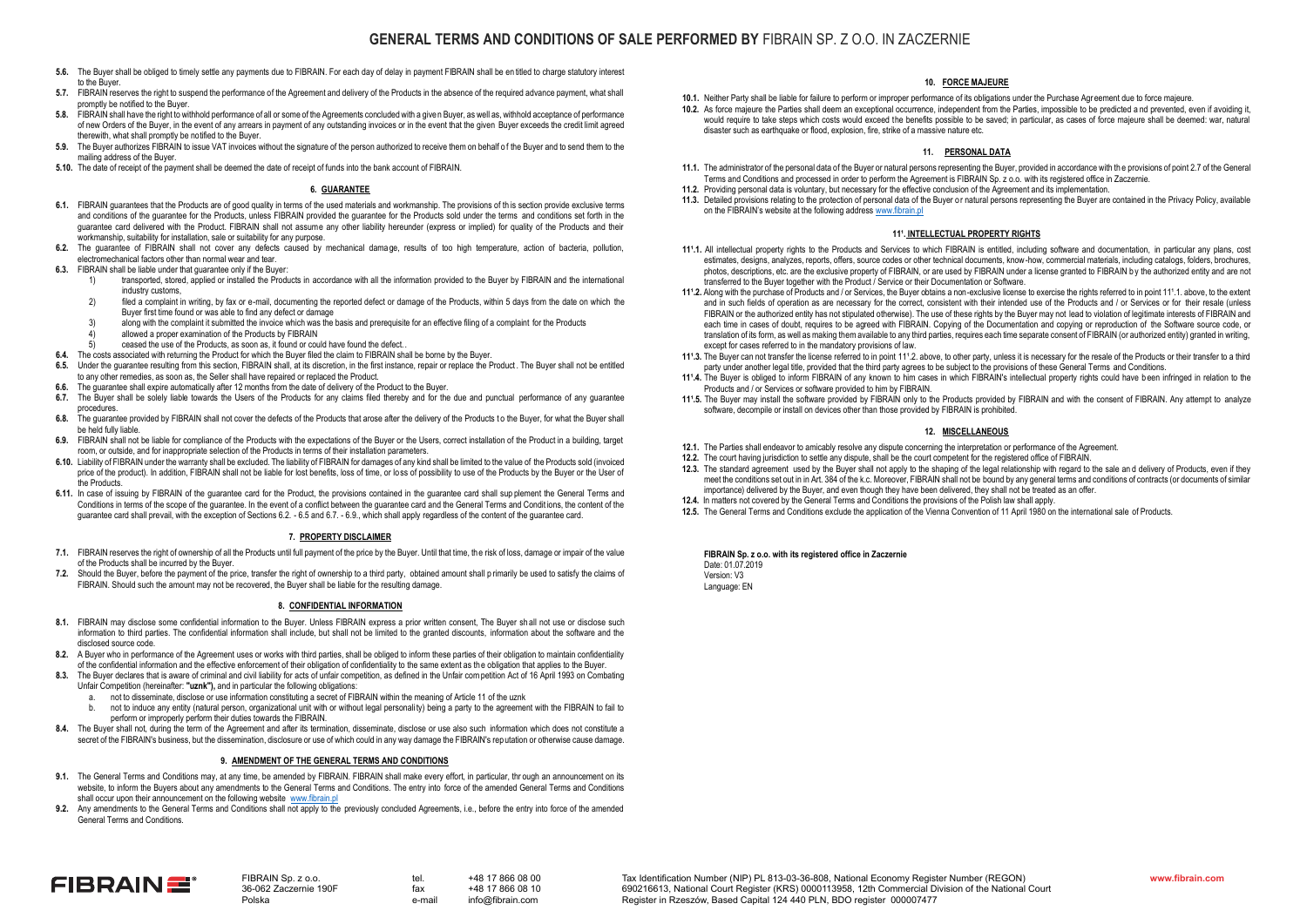# GENERAL TERMS AND CONDITIONS OF SALE PERFORMED BY FIBRAIN SP. Z O.O. IN ZACZERNIE

**5.6.** The Buyer shall be obliged to timely settle any payments due to FIBRAIN. For each day of delay in payment FIBRAIN shall be entitled to charge statutory interest to the Buyer.

**5.7.** FIBRAIN reserves the right to suspend the performance of the Agreement and delivery of the Products in the absence of the required advance payment, what shall promptly be notified to the Buyer.

**5.8.** FIBRAIN shall have the right to withhold performance of all or some of the Agreements concluded with a given Buyer, as well as, withhold acceptance of performance of new Orders of the Buyer, in the event of any arrears in payment of any outstanding invoices or in the event that the given Buyer exceeds the credit limit agreed therewith, what shall promptly be notified to the Buyer.

**5.9.** The Buyer authorizes FIBRAIN to issue VAT invoices without the signature of the person authorized to receive them on behalf of the Buyer and to send them to the mailing address of the Buyer.

**5.10.** The date of receipt of the payment shall be deemed the date of receipt of funds into the bank account of FIBRAIN.

## 6. GUARANTEE

**6.1.** FIBRAIN guarantees that the Products are of good quality in terms of the used materials and workmanship. The provisions of this section provide exclusive terms and conditions of the guarantee for the Products, unless FIBRAIN provided the guarantee for the Products sold under the terms and conditions set forth in the guarantee card delivered with the Product. FIBRAIN shall not assume any other liability hereunder (express or implied) for quality of the Products and their workmanship, suitability for installation, sale or suitability for any purpose.

**6.2.** The guarantee of FIBRAIN shall not cover any defects caused by mechanical damage, results of too high temperature, action of bacteria, pollution, electromechanical factors other than normal wear and tear.

**6.3.** FIBRAIN shall be liable under that guarantee only if the Buyer:

1) transported, stored, applied or installed the Products in accordance with all the information provided to the Buyer by FIBRAIN and the international industry customs,
2) filed a complaint in writing, by fax or e-mail, documenting the reported defect or damage of the Products, within 5 days from the date on which the Buyer first time found or was able to find any defect or damage
3) along with the complaint it submitted the invoice which was the basis and prerequisite for an effective filing of a complaint for the Products
4) allowed a proper examination of the Products by FIBRAIN
5) ceased the use of the Products, as soon as, it found or could have found the defect..

**6.4.** The costs associated with returning the Product for which the Buyer filed the claim to FIBRAIN shall be borne by the Buyer.

**6.5.** Under the guarantee resulting from this section, FIBRAIN shall, at its discretion, in the first instance, repair or replace the Product. The Buyer shall not be entitled to any other remedies, as soon as, the Seller shall have repaired or replaced the Product.

**6.6.** The guarantee shall expire automatically after 12 months from the date of delivery of the Product to the Buyer.

**6.7.** The Buyer shall be solely liable towards the Users of the Products for any claims filed thereby and for the due and punctual performance of any guarantee procedures.

**6.8.** The guarantee provided by FIBRAIN shall not cover the defects of the Products that arose after the delivery of the Products to the Buyer, for what the Buyer shall be held fully liable.

**6.9.** FIBRAIN shall not be liable for compliance of the Products with the expectations of the Buyer or the Users, correct installation of the Product in a building, target room, or outside, and for inappropriate selection of the Products in terms of their installation parameters.

**6.10.** Liability of FIBRAIN under the warranty shall be excluded. The liability of FIBRAIN for damages of any kind shall be limited to the value of the Products sold (invoiced price of the product). In addition, FIBRAIN shall not be liable for lost benefits, loss of time, or loss of possibility to use of the Products by the Buyer or the User of the Products.

**6.11.** In case of issuing by FIBRAIN of the guarantee card for the Product, the provisions contained in the guarantee card shall supplement the General Terms and Conditions in terms of the scope of the guarantee. In the event of a conflict between the guarantee card and the General Terms and Conditions, the content of the guarantee card shall prevail, with the exception of Sections 6.2. - 6.5 and 6.7. - 6.9., which shall apply regardless of the content of the guarantee card.

## 7. PROPERTY DISCLAIMER

**7.1.** FIBRAIN reserves the right of ownership of all the Products until full payment of the price by the Buyer. Until that time, the risk of loss, damage or impair of the value of the Products shall be incurred by the Buyer.

**7.2.** Should the Buyer, before the payment of the price, transfer the right of ownership to a third party, obtained amount shall primarily be used to satisfy the claims of FIBRAIN. Should such the amount may not be recovered, the Buyer shall be liable for the resulting damage.

## 8. CONFIDENTIAL INFORMATION

**8.1.** FIBRAIN may disclose some confidential information to the Buyer. Unless FIBRAIN express a prior written consent, The Buyer shall not use or disclose such information to third parties. The confidential information shall include, but shall not be limited to the granted discounts, information about the software and the disclosed source code.

**8.2.** A Buyer who in performance of the Agreement uses or works with third parties, shall be obliged to inform these parties of their obligation to maintain confidentiality of the confidential information and the effective enforcement of their obligation of confidentiality to the same extent as the obligation that applies to the Buyer.

**8.3.** The Buyer declares that is aware of criminal and civil liability for acts of unfair competition, as defined in the Unfair competition Act of 16 April 1993 on Combating Unfair Competition (hereinafter: **"uznk")**, and in particular the following obligations:

a. not to disseminate, disclose or use information constituting a secret of FIBRAIN within the meaning of Article 11 of the uznk
b. not to induce any entity (natural person, organizational unit with or without legal personality) being a party to the agreement with the FIBRAIN to fail to perform or improperly perform their duties towards the FIBRAIN.

**8.4.** The Buyer shall not, during the term of the Agreement and after its termination, disseminate, disclose or use also such information which does not constitute a secret of the FIBRAIN's business, but the dissemination, disclosure or use of which could in any way damage the FIBRAIN's reputation or otherwise cause damage.

## 9. AMENDMENT OF THE GENERAL TERMS AND CONDITIONS

**9.1.** The General Terms and Conditions may, at any time, be amended by FIBRAIN. FIBRAIN shall make every effort, in particular, through an announcement on its website, to inform the Buyers about any amendments to the General Terms and Conditions. The entry into force of the amended General Terms and Conditions shall occur upon their announcement on the following website www.fibrain.pl

**9.2.** Any amendments to the General Terms and Conditions shall not apply to the previously concluded Agreements, i.e., before the entry into force of the amended General Terms and Conditions.

## 10. FORCE MAJEURE

**10.1.** Neither Party shall be liable for failure to perform or improper performance of its obligations under the Purchase Agreement due to force majeure.

**10.2.** As force majeure the Parties shall deem an exceptional occurrence, independent from the Parties, impossible to be predicted and prevented, even if avoiding it, would require to take steps which costs would exceed the benefits possible to be saved; in particular, as cases of force majeure shall be deemed: war, natural disaster such as earthquake or flood, explosion, fire, strike of a massive nature etc.

## 11. PERSONAL DATA

**11.1.** The administrator of the personal data of the Buyer or natural persons representing the Buyer, provided in accordance with the provisions of point 2.7 of the General Terms and Conditions and processed in order to perform the Agreement is FIBRAIN Sp. z o.o. with its registered office in Zaczernie.

**11.2.** Providing personal data is voluntary, but necessary for the effective conclusion of the Agreement and its implementation.

**11.3.** Detailed provisions relating to the protection of personal data of the Buyer or natural persons representing the Buyer are contained in the Privacy Policy, available on the FIBRAIN's website at the following address www.fibrain.pl

## 11[1]. INTELLECTUAL PROPERTY RIGHTS

**11[1].1.** All intellectual property rights to the Products and Services to which FIBRAIN is entitled, including software and documentation, in particular any plans, cost estimates, designs, analyzes, reports, offers, source codes or other technical documents, know-how, commercial materials, including catalogs, folders, brochures, photos, descriptions, etc. are the exclusive property of FIBRAIN, or are used by FIBRAIN under a license granted to FIBRAIN by the authorized entity and are not transferred to the Buyer together with the Product / Service or their Documentation or Software.

**11[1].2.** Along with the purchase of Products and / or Services, the Buyer obtains a non-exclusive license to exercise the rights referred to in point 11[1].1. above, to the extent and in such fields of operation as are necessary for the correct, consistent with their intended use of the Products and / or Services or for their resale (unless FIBRAIN or the authorized entity has not stipulated otherwise). The use of these rights by the Buyer may not lead to violation of legitimate interests of FIBRAIN and each time in cases of doubt, requires to be agreed with FIBRAIN. Copying of the Documentation and copying or reproduction of the Software source code, or translation of its form, as well as making them available to any third parties, requires each time separate consent of FIBRAIN (or authorized entity) granted in writing, except for cases referred to in the mandatory provisions of law.

**11[1].3.** The Buyer can not transfer the license referred to in point 11[1].2. above, to other party, unless it is necessary for the resale of the Products or their transfer to a third party under another legal title, provided that the third party agrees to be subject to the provisions of these General Terms and Conditions.

**11[1].4.** The Buyer is obliged to inform FIBRAIN of any known to him cases in which FIBRAIN's intellectual property rights could have been infringed in relation to the Products and / or Services or software provided to him by FIBRAIN.

**11[1].5.** The Buyer may install the software provided by FIBRAIN only to the Products provided by FIBRAIN and with the consent of FIBRAIN. Any attempt to analyze software, decompile or install on devices other than those provided by FIBRAIN is prohibited.

## 12. MISCELLANEOUS

**12.1.** The Parties shall endeavor to amicably resolve any dispute concerning the interpretation or performance of the Agreement.

**12.2.** The court having jurisdiction to settle any dispute, shall be the court competent for the registered office of FIBRAIN.

**12.3.** The standard agreement used by the Buyer shall not apply to the shaping of the legal relationship with regard to the sale and delivery of Products, even if they meet the conditions set out in in Art. 384 of the k.c. Moreover, FIBRAIN shall not be bound by any general terms and conditions of contracts (or documents of similar importance) delivered by the Buyer, and even though they have been delivered, they shall not be treated as an offer.

**12.4.** In matters not covered by the General Terms and Conditions the provisions of the Polish law shall apply.

**12.5.** The General Terms and Conditions exclude the application of the Vienna Convention of 11 April 1980 on the international sale of Products.

**FIBRAIN Sp. z o.o. with its registered office in Zaczernie**
Date: 01.07.2019
Version: V3
Language: EN

FIBRAIN Sp. z o.o.
36-062 Zaczernie 190F
Polska

tel. +48 17 866 08 00
fax +48 17 866 08 10
e-mail info@fibrain.com

Tax Identification Number (NIP) PL 813-03-36-808, National Economy Register Number (REGON) 690216613, National Court Register (KRS) 0000113958, 12th Commercial Division of the National Court Register in Rzeszów, Based Capital 124 440 PLN, BDO register 000007477

www.fibrain.com